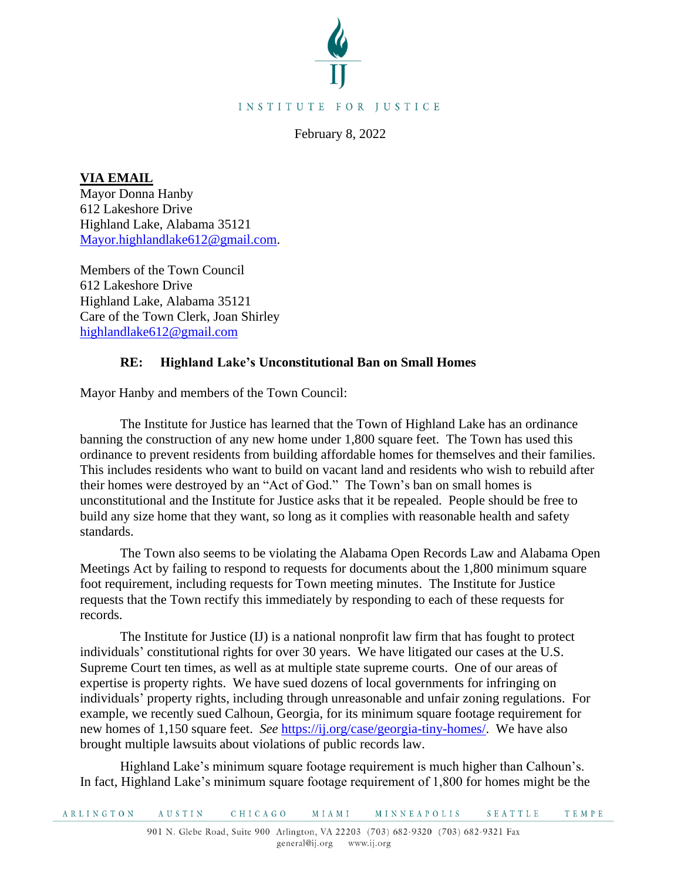INSTITUTE FOR JUSTICE

February 8, 2022

**VIA EMAIL**
Mayor Donna Hanby
612 Lakeshore Drive
Highland Lake, Alabama 35121
[Mayor.highlandlake612@gmail.com](mailto:Mayor.highlandlake612@gmail.com).

Members of the Town Council
612 Lakeshore Drive
Highland Lake, Alabama 35121
Care of the Town Clerk, Joan Shirley
[highlandlake612@gmail.com](mailto:highlandlake612@gmail.com)

**RE: Highland Lake's Unconstitutional Ban on Small Homes**

Mayor Hanby and members of the Town Council:

The Institute for Justice has learned that the Town of Highland Lake has an ordinance banning the construction of any new home under 1,800 square feet. The Town has used this ordinance to prevent residents from building affordable homes for themselves and their families. This includes residents who want to build on vacant land and residents who wish to rebuild after their homes were destroyed by an "Act of God." The Town's ban on small homes is unconstitutional and the Institute for Justice asks that it be repealed. People should be free to build any size home that they want, so long as it complies with reasonable health and safety standards.

The Town also seems to be violating the Alabama Open Records Law and Alabama Open Meetings Act by failing to respond to requests for documents about the 1,800 minimum square foot requirement, including requests for Town meeting minutes. The Institute for Justice requests that the Town rectify this immediately by responding to each of these requests for records.

The Institute for Justice (IJ) is a national nonprofit law firm that has fought to protect individuals' constitutional rights for over 30 years. We have litigated our cases at the U.S. Supreme Court ten times, as well as at multiple state supreme courts. One of our areas of expertise is property rights. We have sued dozens of local governments for infringing on individuals' property rights, including through unreasonable and unfair zoning regulations. For example, we recently sued Calhoun, Georgia, for its minimum square footage requirement for new homes of 1,150 square feet. *See* [https://ij.org/case/georgia-tiny-homes/](https://ij.org/case/georgia-tiny-homes/). We have also brought multiple lawsuits about violations of public records law.

Highland Lake's minimum square footage requirement is much higher than Calhoun's. In fact, Highland Lake's minimum square footage requirement of 1,800 for homes might be the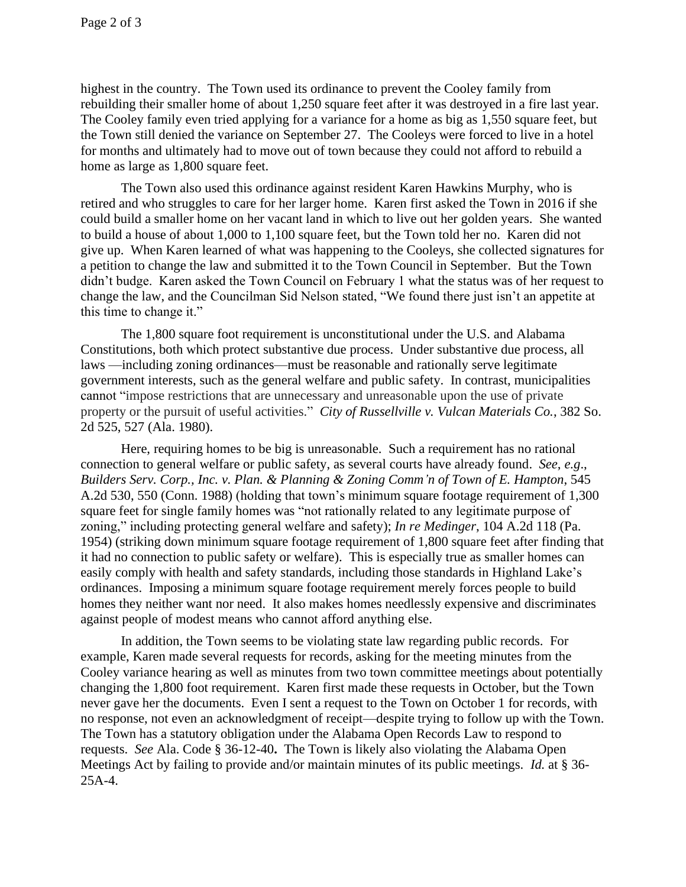highest in the country. The Town used its ordinance to prevent the Cooley family from rebuilding their smaller home of about 1,250 square feet after it was destroyed in a fire last year. The Cooley family even tried applying for a variance for a home as big as 1,550 square feet, but the Town still denied the variance on September 27. The Cooleys were forced to live in a hotel for months and ultimately had to move out of town because they could not afford to rebuild a home as large as 1,800 square feet.

The Town also used this ordinance against resident Karen Hawkins Murphy, who is retired and who struggles to care for her larger home. Karen first asked the Town in 2016 if she could build a smaller home on her vacant land in which to live out her golden years. She wanted to build a house of about 1,000 to 1,100 square feet, but the Town told her no. Karen did not give up. When Karen learned of what was happening to the Cooleys, she collected signatures for a petition to change the law and submitted it to the Town Council in September. But the Town didn't budge. Karen asked the Town Council on February 1 what the status was of her request to change the law, and the Councilman Sid Nelson stated, "We found there just isn't an appetite at this time to change it."

The 1,800 square foot requirement is unconstitutional under the U.S. and Alabama Constitutions, both which protect substantive due process. Under substantive due process, all laws —including zoning ordinances—must be reasonable and rationally serve legitimate government interests, such as the general welfare and public safety. In contrast, municipalities cannot "impose restrictions that are unnecessary and unreasonable upon the use of private property or the pursuit of useful activities." *City of Russellville v. Vulcan Materials Co.*, 382 So. 2d 525, 527 (Ala. 1980).

Here, requiring homes to be big is unreasonable. Such a requirement has no rational connection to general welfare or public safety, as several courts have already found. *See*, *e.g*., *Builders Serv. Corp., Inc. v. Plan. & Planning & Zoning Comm'n of Town of E. Hampton*, 545 A.2d 530, 550 (Conn. 1988) (holding that town's minimum square footage requirement of 1,300 square feet for single family homes was "not rationally related to any legitimate purpose of zoning," including protecting general welfare and safety); *In re Medinger*, 104 A.2d 118 (Pa. 1954) (striking down minimum square footage requirement of 1,800 square feet after finding that it had no connection to public safety or welfare). This is especially true as smaller homes can easily comply with health and safety standards, including those standards in Highland Lake's ordinances. Imposing a minimum square footage requirement merely forces people to build homes they neither want nor need. It also makes homes needlessly expensive and discriminates against people of modest means who cannot afford anything else.

In addition, the Town seems to be violating state law regarding public records. For example, Karen made several requests for records, asking for the meeting minutes from the Cooley variance hearing as well as minutes from two town committee meetings about potentially changing the 1,800 foot requirement. Karen first made these requests in October, but the Town never gave her the documents. Even I sent a request to the Town on October 1 for records, with no response, not even an acknowledgment of receipt—despite trying to follow up with the Town. The Town has a statutory obligation under the Alabama Open Records Law to respond to requests. *See* Ala. Code § 36-12-40**.** The Town is likely also violating the Alabama Open Meetings Act by failing to provide and/or maintain minutes of its public meetings. *Id.* at § 36-25A-4.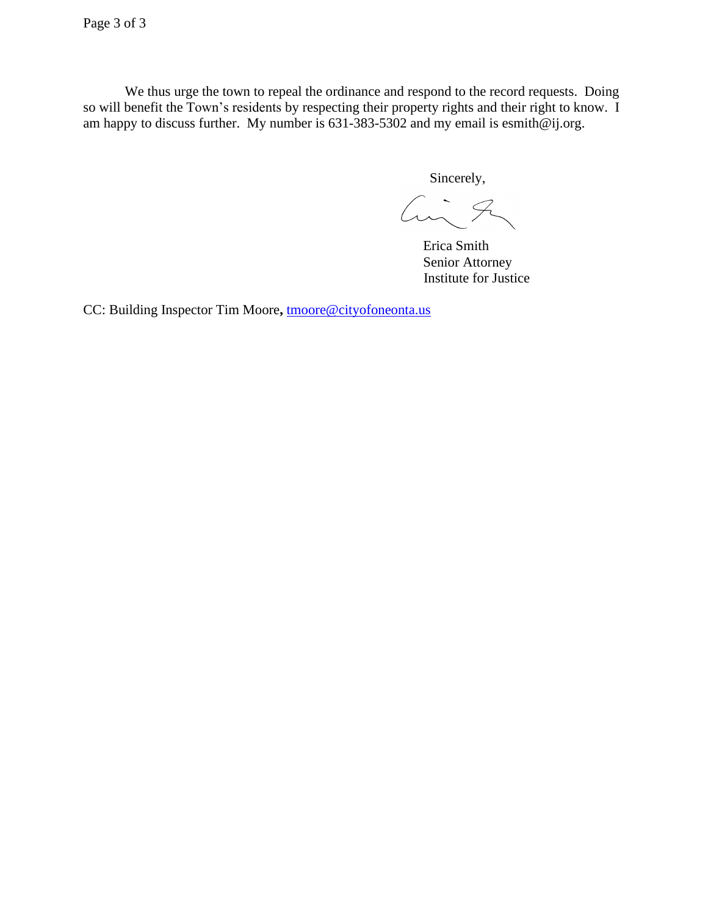We thus urge the town to repeal the ordinance and respond to the record requests. Doing so will benefit the Town's residents by respecting their property rights and their right to know. I am happy to discuss further. My number is 631-383-5302 and my email is esmith@ij.org.

Sincerely,

Erica Smith
Senior Attorney
Institute for Justice

CC: Building Inspector Tim Moore**,** tmoore@cityofoneonta.us